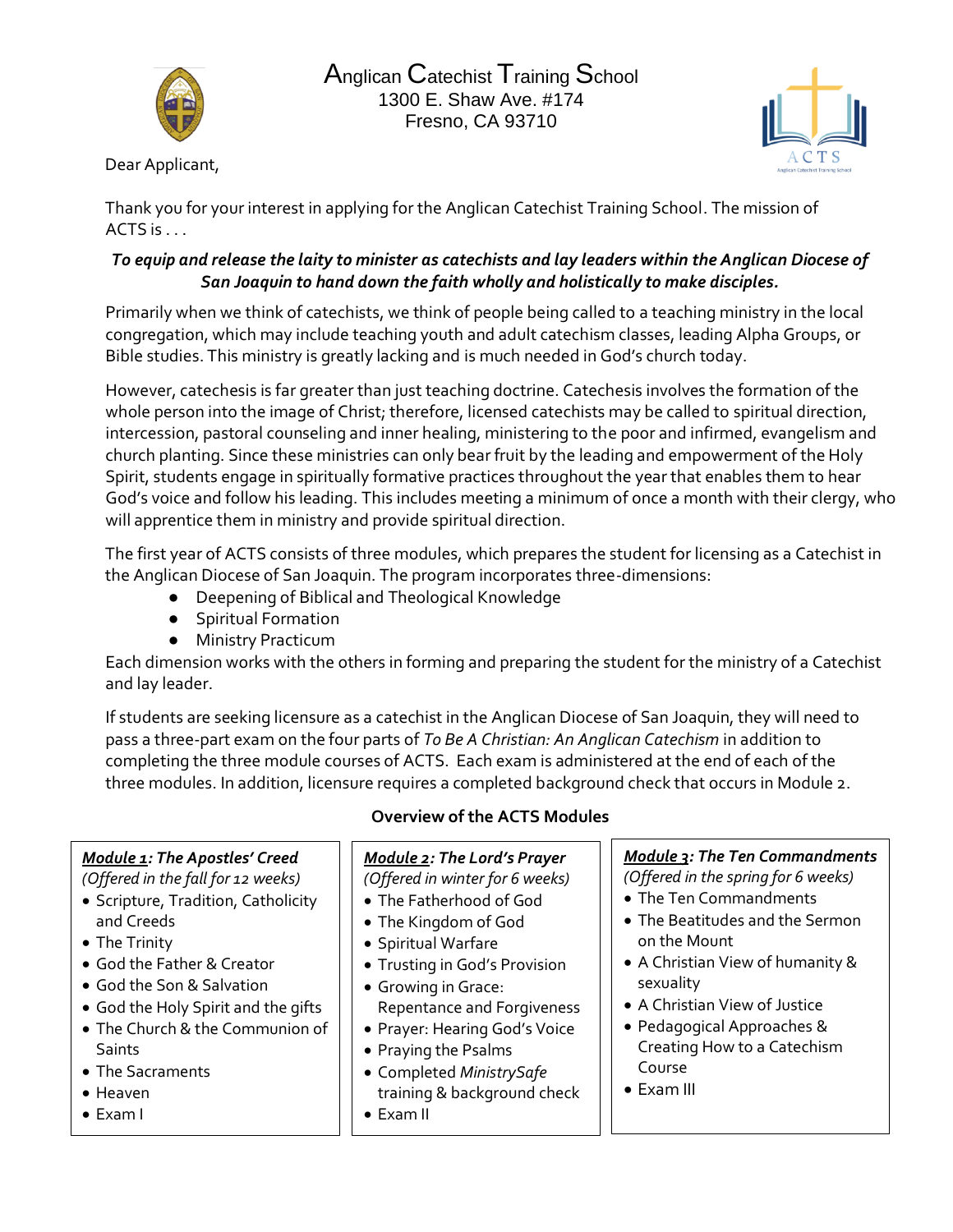# Anglican Catechist Training School

1300 E. Shaw Ave. #174
Fresno, CA 93710

Dear Applicant,

Thank you for your interest in applying for the Anglican Catechist Training School. The mission of ACTS is . . .

***To equip and release the laity to minister as catechists and lay leaders within the Anglican Diocese of San Joaquin to hand down the faith wholly and holistically to make disciples.***

Primarily when we think of catechists, we think of people being called to a teaching ministry in the local congregation, which may include teaching youth and adult catechism classes, leading Alpha Groups, or Bible studies. This ministry is greatly lacking and is much needed in God's church today.

However, catechesis is far greater than just teaching doctrine. Catechesis involves the formation of the whole person into the image of Christ; therefore, licensed catechists may be called to spiritual direction, intercession, pastoral counseling and inner healing, ministering to the poor and infirmed, evangelism and church planting. Since these ministries can only bear fruit by the leading and empowerment of the Holy Spirit, students engage in spiritually formative practices throughout the year that enables them to hear God's voice and follow his leading. This includes meeting a minimum of once a month with their clergy, who will apprentice them in ministry and provide spiritual direction.

The first year of ACTS consists of three modules, which prepares the student for licensing as a Catechist in the Anglican Diocese of San Joaquin. The program incorporates three-dimensions:

- Deepening of Biblical and Theological Knowledge
- Spiritual Formation
- Ministry Practicum

Each dimension works with the others in forming and preparing the student for the ministry of a Catechist and lay leader.

If students are seeking licensure as a catechist in the Anglican Diocese of San Joaquin, they will need to pass a three-part exam on the four parts of *To Be A Christian: An Anglican Catechism* in addition to completing the three module courses of ACTS. Each exam is administered at the end of each of the three modules. In addition, licensure requires a completed background check that occurs in Module 2.

## Overview of the ACTS Modules

***Module 1: The Apostles' Creed***
*(Offered in the fall for 12 weeks)*

- Scripture, Tradition, Catholicity and Creeds
- The Trinity
- God the Father & Creator
- God the Son & Salvation
- God the Holy Spirit and the gifts
- The Church & the Communion of Saints
- The Sacraments
- Heaven
- Exam I

***Module 2: The Lord's Prayer***
*(Offered in winter for 6 weeks)*

- The Fatherhood of God
- The Kingdom of God
- Spiritual Warfare
- Trusting in God's Provision
- Growing in Grace: Repentance and Forgiveness
- Prayer: Hearing God's Voice
- Praying the Psalms
- Completed *MinistrySafe* training & background check
- Exam II

***Module 3: The Ten Commandments***
*(Offered in the spring for 6 weeks)*

- The Ten Commandments
- The Beatitudes and the Sermon on the Mount
- A Christian View of humanity & sexuality
- A Christian View of Justice
- Pedagogical Approaches & Creating How to a Catechism Course
- Exam III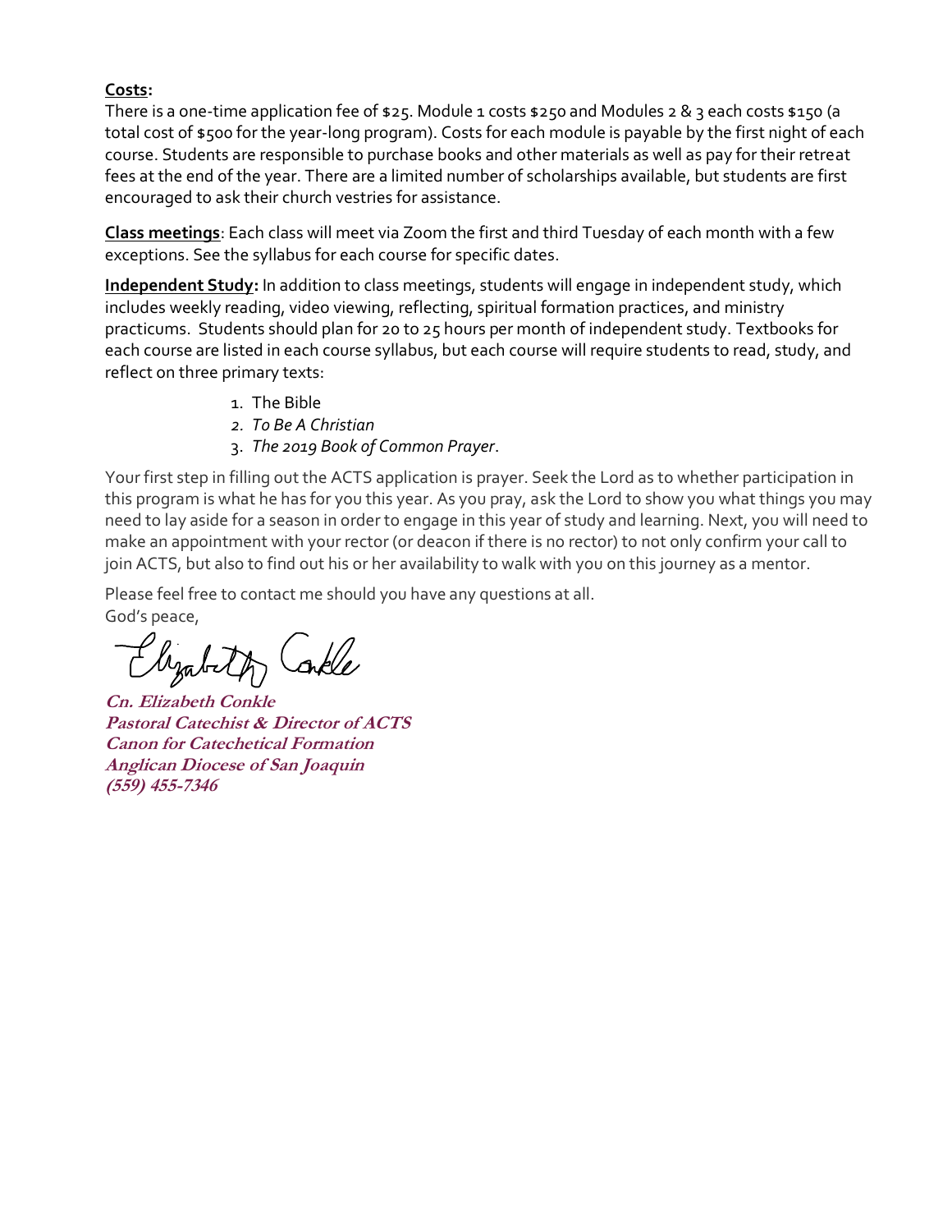**<u>Costs</u>:**
There is a one-time application fee of $25. Module 1 costs $250 and Modules 2 & 3 each costs $150 (a total cost of $500 for the year-long program). Costs for each module is payable by the first night of each course. Students are responsible to purchase books and other materials as well as pay for their retreat fees at the end of the year. There are a limited number of scholarships available, but students are first encouraged to ask their church vestries for assistance.

**<u>Class meetings</u>**: Each class will meet via Zoom the first and third Tuesday of each month with a few exceptions. See the syllabus for each course for specific dates.

**<u>Independent Study</u>:** In addition to class meetings, students will engage in independent study, which includes weekly reading, video viewing, reflecting, spiritual formation practices, and ministry practicums. Students should plan for 20 to 25 hours per month of independent study. Textbooks for each course are listed in each course syllabus, but each course will require students to read, study, and reflect on three primary texts:

1. The Bible
2. *To Be A Christian*
3. *The 2019 Book of Common Prayer*.

Your first step in filling out the ACTS application is prayer. Seek the Lord as to whether participation in this program is what he has for you this year. As you pray, ask the Lord to show you what things you may need to lay aside for a season in order to engage in this year of study and learning. Next, you will need to make an appointment with your rector (or deacon if there is no rector) to not only confirm your call to join ACTS, but also to find out his or her availability to walk with you on this journey as a mentor.

Please feel free to contact me should you have any questions at all.
God's peace,

Elizabeth Conkle

***Cn. Elizabeth Conkle***
***Pastoral Catechist & Director of ACTS***
***Canon for Catechetical Formation***
***Anglican Diocese of San Joaquin***
***(559) 455-7346***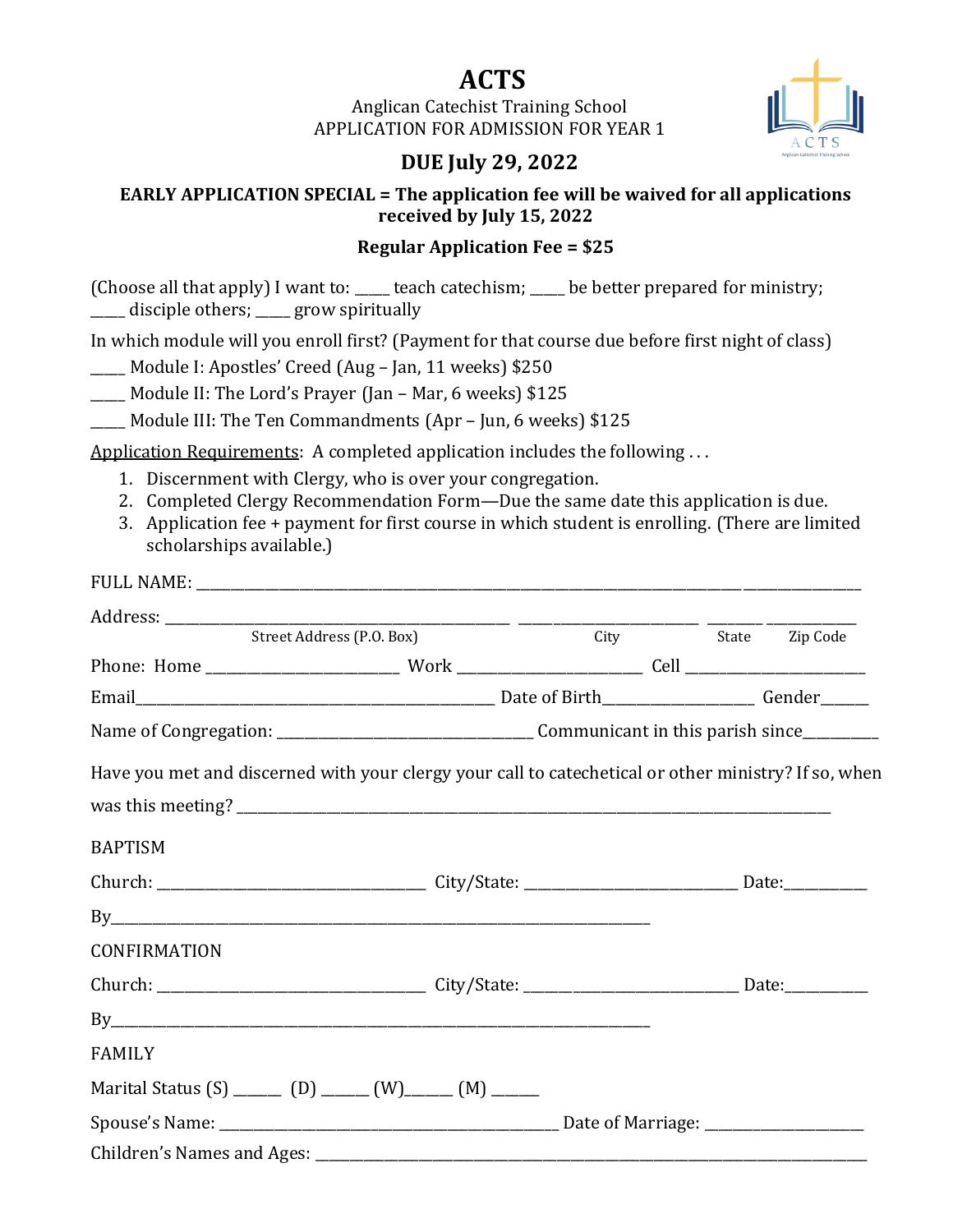# ACTS

Anglican Catechist Training School
APPLICATION FOR ADMISSION FOR YEAR 1

## DUE July 29, 2022

**EARLY APPLICATION SPECIAL = The application fee will be waived for all applications received by July 15, 2022**

**Regular Application Fee = $25**

(Choose all that apply) I want to: _____ teach catechism; _____ be better prepared for ministry; _____ disciple others; _____ grow spiritually

In which module will you enroll first? (Payment for that course due before first night of class)

_____ Module I: Apostles' Creed (Aug – Jan, 11 weeks) $250

_____ Module II: The Lord's Prayer (Jan – Mar, 6 weeks) $125

_____ Module III: The Ten Commandments (Apr – Jun, 6 weeks) $125

Application Requirements: A completed application includes the following . . .

1. Discernment with Clergy, who is over your congregation.
2. Completed Clergy Recommendation Form—Due the same date this application is due.
3. Application fee + payment for first course in which student is enrolling. (There are limited scholarships available.)

FULL NAME: ____________________________________________________________

Address: ______________________________ ________________ ______ ________
Street Address (P.O. Box) City State Zip Code

Phone: Home ____________________ Work ____________________ Cell ____________________

Email______________________________________ Date of Birth________________ Gender______

Name of Congregation: ____________________________ Communicant in this parish since_________

Have you met and discerned with your clergy your call to catechetical or other ministry? If so, when was this meeting? ____________________________________________________________

BAPTISM

Church: ______________________________ City/State: ________________________ Date:__________

By____________________________________________________________

CONFIRMATION

Church: ______________________________ City/State: ________________________ Date:__________

By____________________________________________________________

FAMILY

Marital Status (S) ______ (D) ______ (W)______ (M) ______

Spouse's Name: ______________________________________ Date of Marriage: __________________

Children's Names and Ages: ____________________________________________________________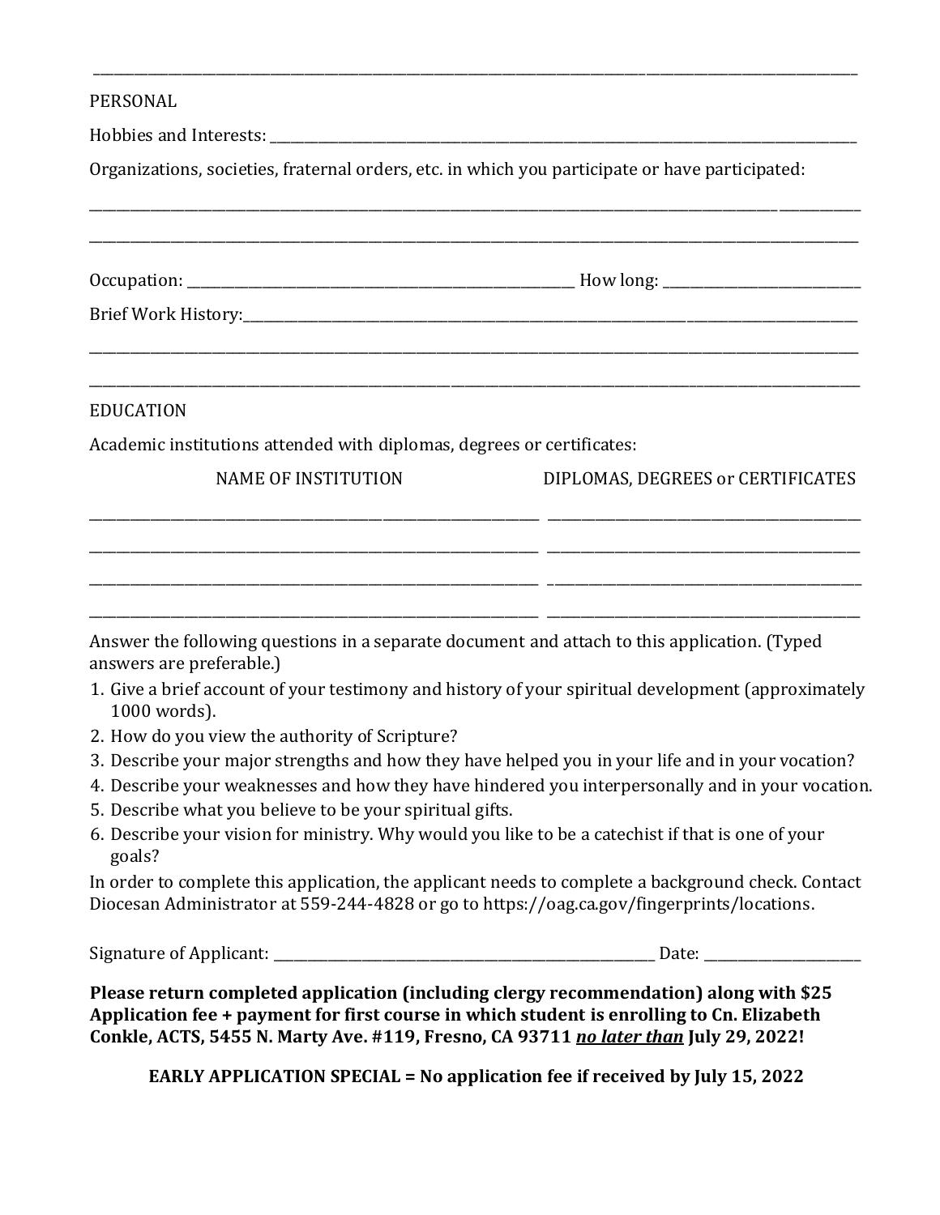---

PERSONAL

Hobbies and Interests: ____________________________________________

Organizations, societies, fraternal orders, etc. in which you participate or have participated:

______________________________________________________________________

______________________________________________________________________

Occupation: ______________________________ How long: ______________

Brief Work History: ____________________________________________

______________________________________________________________________

______________________________________________________________________

EDUCATION

Academic institutions attended with diplomas, degrees or certificates:

| NAME OF INSTITUTION | DIPLOMAS, DEGREES or CERTIFICATES |
|---|---|
| | |
| | |
| | |
| | |

Answer the following questions in a separate document and attach to this application. (Typed answers are preferable.)

1. Give a brief account of your testimony and history of your spiritual development (approximately 1000 words).
2. How do you view the authority of Scripture?
3. Describe your major strengths and how they have helped you in your life and in your vocation?
4. Describe your weaknesses and how they have hindered you interpersonally and in your vocation.
5. Describe what you believe to be your spiritual gifts.
6. Describe your vision for ministry. Why would you like to be a catechist if that is one of your goals?

In order to complete this application, the applicant needs to complete a background check. Contact Diocesan Administrator at 559-244-4828 or go to https://oag.ca.gov/fingerprints/locations.

Signature of Applicant: ______________________________ Date: ______________

**Please return completed application (including clergy recommendation) along with $25 Application fee + payment for first course in which student is enrolling to Cn. Elizabeth Conkle, ACTS, 5455 N. Marty Ave. #119, Fresno, CA 93711 *no later than* July 29, 2022!**

**EARLY APPLICATION SPECIAL = No application fee if received by July 15, 2022**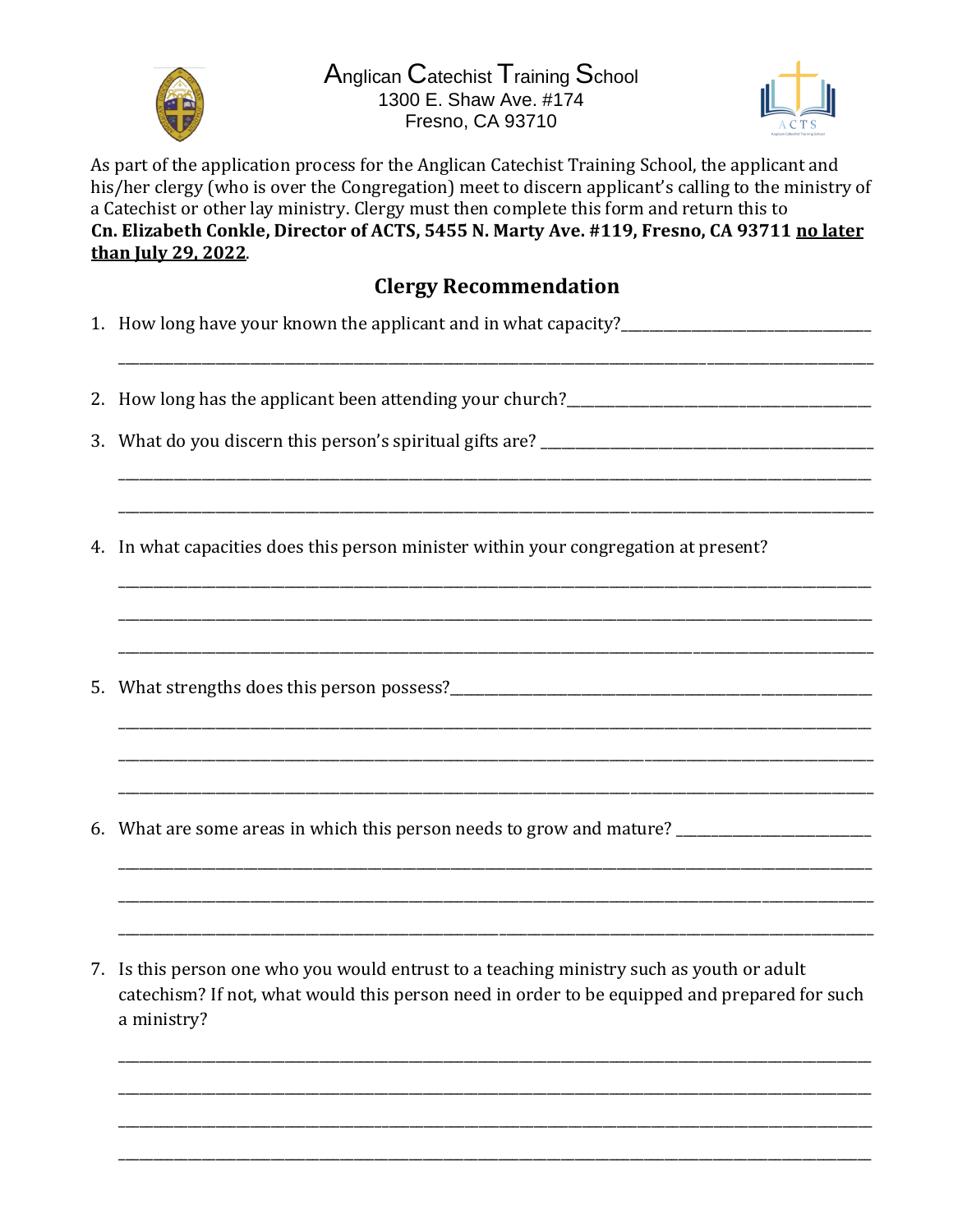Anglican Catechist Training School
1300 E. Shaw Ave. #174
Fresno, CA 93710

As part of the application process for the Anglican Catechist Training School, the applicant and his/her clergy (who is over the Congregation) meet to discern applicant's calling to the ministry of a Catechist or other lay ministry. Clergy must then complete this form and return this to **Cn. Elizabeth Conkle, Director of ACTS, 5455 N. Marty Ave. #119, Fresno, CA 93711 <u>no later than July 29, 2022</u>**.

## Clergy Recommendation

1. How long have your known the applicant and in what capacity?\_\_\_\_\_\_\_\_\_\_\_\_\_\_\_\_\_\_\_\_\_\_\_\_\_\_\_\_\_\_\_\_\_\_\_\_\_\_\_\_\_\_\_\_\_\_\_\_\_\_\_\_\_\_\_\_\_\_\_\_\_\_\_\_\_\_\_\_\_\_\_\_\_\_\_\_\_\_\_\_\_\_\_\_\_\_\_\_\_\_\_\_\_\_\_\_\_\_\_\_\_\_\_\_\_\_\_\_\_\_\_\_\_\_\_\_\_\_\_\_\_\_\_\_\_\_\_

2. How long has the applicant been attending your church?\_\_\_\_\_\_\_\_\_\_\_\_\_\_\_\_\_\_\_\_\_\_\_\_\_\_\_\_\_\_\_\_\_\_\_\_

3. What do you discern this person's spiritual gifts are? \_\_\_\_\_\_\_\_\_\_\_\_\_\_\_\_\_\_\_\_\_\_\_\_\_\_\_\_\_\_\_\_\_\_\_\_\_\_\_\_\_\_\_\_\_\_\_\_\_\_\_\_\_\_\_\_\_\_\_\_\_\_\_\_\_\_\_\_\_\_\_\_\_\_\_\_\_\_\_\_\_\_\_\_\_\_\_\_\_\_\_\_\_\_\_\_\_\_\_\_\_\_\_\_\_\_\_\_\_\_\_\_\_\_\_\_\_\_\_\_\_\_\_\_\_\_\_\_\_\_\_\_\_\_\_\_\_\_\_\_\_\_\_\_\_\_\_\_\_\_\_\_\_\_\_\_\_\_\_\_\_\_\_\_\_\_\_\_\_\_\_\_\_\_\_\_\_\_\_\_\_\_\_\_\_\_\_\_\_\_\_\_\_\_\_\_\_\_\_\_\_\_\_\_\_\_\_\_\_\_\_\_\_\_\_\_\_\_\_\_

4. In what capacities does this person minister within your congregation at present?

\_\_\_\_\_\_\_\_\_\_\_\_\_\_\_\_\_\_\_\_\_\_\_\_\_\_\_\_\_\_\_\_\_\_\_\_\_\_\_\_\_\_\_\_\_\_\_\_\_\_\_\_\_\_\_\_\_\_\_\_\_\_\_\_\_\_\_\_\_\_\_\_\_\_\_\_\_\_\_\_\_\_\_\_\_\_\_\_\_\_\_\_\_\_\_\_\_\_\_\_\_\_\_\_\_\_\_\_\_\_\_\_\_\_\_\_\_\_\_\_\_\_\_\_\_\_\_\_\_\_\_\_\_\_\_\_\_\_\_\_\_\_\_\_\_\_\_\_\_\_\_\_\_\_\_\_\_\_\_\_\_\_\_\_\_\_\_\_\_\_\_\_\_\_\_\_\_\_\_\_\_\_\_\_\_\_\_\_\_\_\_\_\_\_\_\_\_\_\_\_\_\_\_\_\_\_\_\_\_\_\_\_\_\_\_\_\_\_\_\_\_\_\_\_\_\_\_\_\_\_\_\_\_\_\_\_\_\_\_\_\_\_\_\_\_\_\_\_\_\_\_\_\_\_\_\_\_\_\_\_\_\_\_\_\_\_\_\_\_\_\_\_\_\_\_\_\_\_\_\_\_\_\_\_\_\_\_

5. What strengths does this person possess?\_\_\_\_\_\_\_\_\_\_\_\_\_\_\_\_\_\_\_\_\_\_\_\_\_\_\_\_\_\_\_\_\_\_\_\_\_\_\_\_\_\_\_\_\_\_\_\_\_\_\_\_\_\_\_\_\_\_\_\_\_\_\_\_\_\_\_\_\_\_\_\_\_\_\_\_\_\_\_\_\_\_\_\_\_\_\_\_\_\_\_\_\_\_\_\_\_\_\_\_\_\_\_\_\_\_\_\_\_\_\_\_\_\_\_\_\_\_\_\_\_\_\_\_\_\_\_\_\_\_\_\_\_\_\_\_\_\_\_\_\_\_\_\_\_\_\_\_\_\_\_\_\_\_\_\_\_\_\_\_\_\_\_\_\_\_\_\_\_\_\_\_\_\_\_\_\_\_\_\_\_\_\_\_\_\_\_\_\_\_\_\_\_\_\_\_\_\_\_\_\_\_\_\_\_\_\_\_\_\_\_\_\_\_\_\_\_\_\_\_\_\_\_\_\_\_\_\_\_\_\_\_\_\_\_\_\_\_\_\_\_\_\_\_\_\_\_\_\_\_\_\_\_\_\_\_\_\_\_\_\_\_\_\_\_\_\_\_\_\_\_\_\_\_\_\_\_\_\_\_\_\_\_\_\_\_\_\_

6. What are some areas in which this person needs to grow and mature? \_\_\_\_\_\_\_\_\_\_\_\_\_\_\_\_\_\_\_\_\_\_\_\_\_\_\_\_\_\_\_\_\_\_\_\_\_\_\_\_\_\_\_\_\_\_\_\_\_\_\_\_\_\_\_\_\_\_\_\_\_\_\_\_\_\_\_\_\_\_\_\_\_\_\_\_\_\_\_\_\_\_\_\_\_\_\_\_\_\_\_\_\_\_\_\_\_\_\_\_\_\_\_\_\_\_\_\_\_\_\_\_\_\_\_\_\_\_\_\_\_\_\_\_\_\_\_\_\_\_\_\_\_\_\_\_\_\_\_\_\_\_\_\_\_\_\_\_\_\_\_\_\_\_\_\_\_\_\_\_\_\_\_\_\_\_\_\_\_\_\_\_\_\_\_\_\_\_\_\_\_\_\_\_\_\_\_\_\_\_\_\_\_\_\_\_\_\_\_\_\_\_\_\_\_\_\_\_\_\_\_\_\_\_\_\_\_\_\_\_\_\_\_\_\_\_\_\_\_\_\_\_\_\_\_\_\_\_\_\_\_\_\_\_\_\_\_\_\_\_\_\_\_\_\_\_\_\_\_\_\_\_\_\_\_\_\_\_\_\_\_\_\_\_\_\_\_\_\_\_\_\_\_\_\_\_\_

7. Is this person one who you would entrust to a teaching ministry such as youth or adult catechism? If not, what would this person need in order to be equipped and prepared for such a ministry?

\_\_\_\_\_\_\_\_\_\_\_\_\_\_\_\_\_\_\_\_\_\_\_\_\_\_\_\_\_\_\_\_\_\_\_\_\_\_\_\_\_\_\_\_\_\_\_\_\_\_\_\_\_\_\_\_\_\_\_\_\_\_\_\_\_\_\_\_\_\_\_\_\_\_\_\_\_\_\_\_\_\_\_\_\_\_\_\_\_\_\_\_\_\_\_\_\_\_\_\_\_\_\_\_\_\_\_\_\_\_\_\_\_\_\_\_\_\_\_\_\_\_\_\_\_\_\_\_\_\_\_\_\_\_\_\_\_\_\_\_\_\_\_\_\_\_\_\_\_\_\_\_\_\_\_\_\_\_\_\_\_\_\_\_\_\_\_\_\_\_\_\_\_\_\_\_\_\_\_\_\_\_\_\_\_\_\_\_\_\_\_\_\_\_\_\_\_\_\_\_\_\_\_\_\_\_\_\_\_\_\_\_\_\_\_\_\_\_\_\_\_\_\_\_\_\_\_\_\_\_\_\_\_\_\_\_\_\_\_\_\_\_\_\_\_\_\_\_\_\_\_\_\_\_\_\_\_\_\_\_\_\_\_\_\_\_\_\_\_\_\_\_\_\_\_\_\_\_\_\_\_\_\_\_\_\_\_\_\_\_\_\_\_\_\_\_\_\_\_\_\_\_\_\_\_\_\_\_\_\_\_\_\_\_\_\_\_\_\_\_\_\_\_\_\_\_\_\_\_\_\_\_\_\_\_\_\_\_\_\_\_\_\_\_\_\_\_\_\_\_\_\_\_\_\_\_\_\_\_\_\_\_\_\_\_\_\_\_\_\_\_\_\_\_\_\_\_\_\_\_\_\_\_\_\_\_\_\_\_\_\_\_\_\_\_\_\_\_\_\_\_\_\_\_\_\_\_\_\_\_\_\_\_\_\_\_\_\_\_\_\_\_\_\_\_\_\_\_\_\_\_\_\_\_\_\_\_\_\_\_\_\_\_\_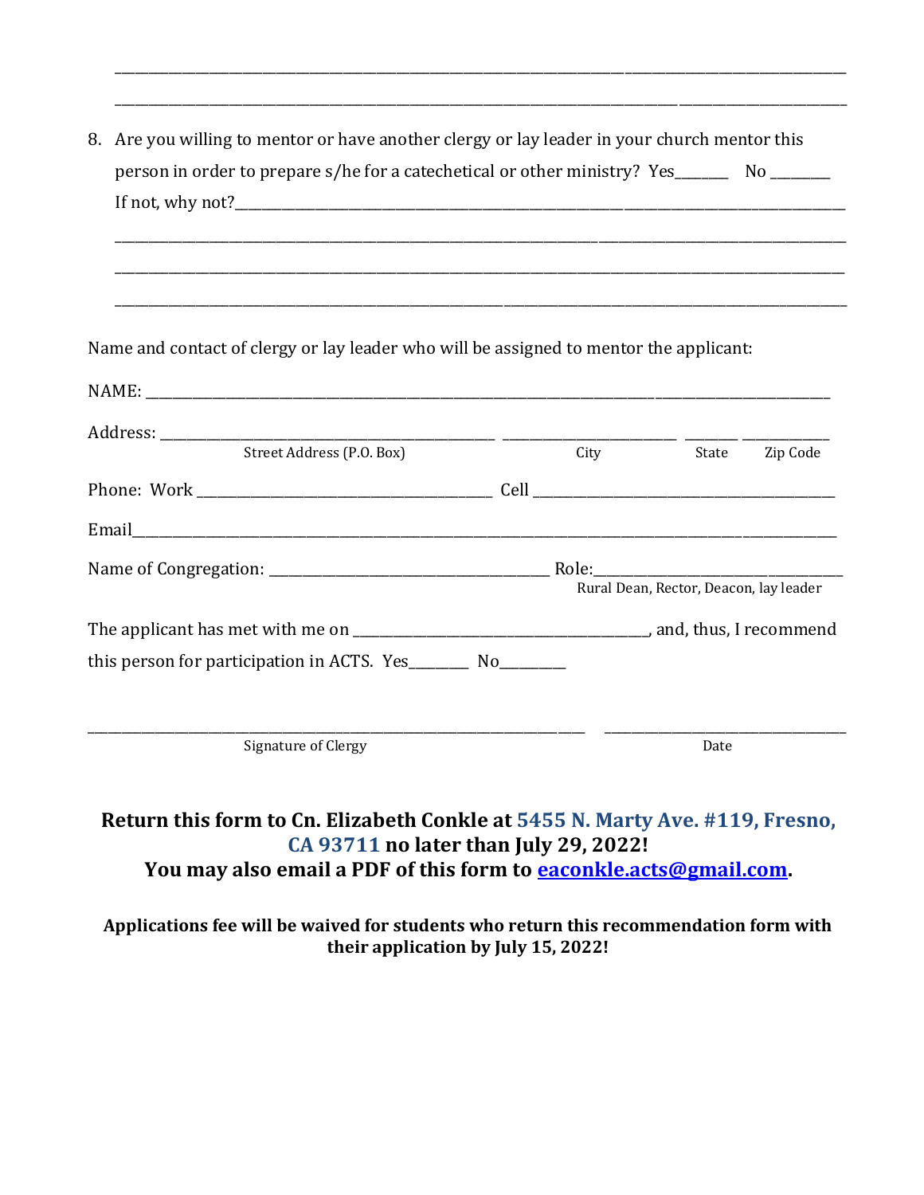\_\_\_\_\_\_\_\_\_\_\_\_\_\_\_\_\_\_\_\_\_\_\_\_\_\_\_\_\_\_\_\_\_\_\_\_\_\_\_\_\_\_\_\_\_\_\_\_\_\_\_\_\_\_\_\_\_\_\_\_\_\_\_\_\_\_\_\_\_\_\_\_\_\_\_\_\_\_\_\_\_\_\_\_\_\_\_\_\_\_

\_\_\_\_\_\_\_\_\_\_\_\_\_\_\_\_\_\_\_\_\_\_\_\_\_\_\_\_\_\_\_\_\_\_\_\_\_\_\_\_\_\_\_\_\_\_\_\_\_\_\_\_\_\_\_\_\_\_\_\_\_\_\_\_\_\_\_\_\_\_\_\_\_\_\_\_\_\_\_\_\_\_\_\_\_\_\_\_\_\_

8. Are you willing to mentor or have another clergy or lay leader in your church mentor this person in order to prepare s/he for a catechetical or other ministry? Yes\_\_\_\_\_\_\_ No \_\_\_\_\_\_\_\_
   If not, why not?\_\_\_\_\_\_\_\_\_\_\_\_\_\_\_\_\_\_\_\_\_\_\_\_\_\_\_\_\_\_\_\_\_\_\_\_\_\_\_\_\_\_\_\_\_\_\_\_\_\_\_\_\_\_\_\_\_\_\_\_\_\_\_\_\_\_\_\_\_\_\_\_\_\_\_\_

   \_\_\_\_\_\_\_\_\_\_\_\_\_\_\_\_\_\_\_\_\_\_\_\_\_\_\_\_\_\_\_\_\_\_\_\_\_\_\_\_\_\_\_\_\_\_\_\_\_\_\_\_\_\_\_\_\_\_\_\_\_\_\_\_\_\_\_\_\_\_\_\_\_\_\_\_\_\_\_\_\_\_\_\_\_\_\_\_\_\_

   \_\_\_\_\_\_\_\_\_\_\_\_\_\_\_\_\_\_\_\_\_\_\_\_\_\_\_\_\_\_\_\_\_\_\_\_\_\_\_\_\_\_\_\_\_\_\_\_\_\_\_\_\_\_\_\_\_\_\_\_\_\_\_\_\_\_\_\_\_\_\_\_\_\_\_\_\_\_\_\_\_\_\_\_\_\_\_\_\_\_

   \_\_\_\_\_\_\_\_\_\_\_\_\_\_\_\_\_\_\_\_\_\_\_\_\_\_\_\_\_\_\_\_\_\_\_\_\_\_\_\_\_\_\_\_\_\_\_\_\_\_\_\_\_\_\_\_\_\_\_\_\_\_\_\_\_\_\_\_\_\_\_\_\_\_\_\_\_\_\_\_\_\_\_\_\_\_\_\_\_\_

Name and contact of clergy or lay leader who will be assigned to mentor the applicant:

NAME: \_\_\_\_\_\_\_\_\_\_\_\_\_\_\_\_\_\_\_\_\_\_\_\_\_\_\_\_\_\_\_\_\_\_\_\_\_\_\_\_\_\_\_\_\_\_\_\_\_\_\_\_\_\_\_\_\_\_\_\_\_\_\_\_\_\_\_\_\_\_\_\_\_\_\_\_\_\_\_\_\_\_\_\_\_\_\_

Address: \_\_\_\_\_\_\_\_\_\_\_\_\_\_\_\_\_\_\_\_\_\_\_\_\_\_\_\_\_\_\_\_\_\_\_\_\_\_\_\_\_\_\_\_ \_\_\_\_\_\_\_\_\_\_\_\_\_\_\_\_\_\_\_\_\_\_\_\_ \_\_\_\_\_\_\_ \_\_\_\_\_\_\_\_\_\_\_\_
Street Address (P.O. Box) City State Zip Code

Phone: Work \_\_\_\_\_\_\_\_\_\_\_\_\_\_\_\_\_\_\_\_\_\_\_\_\_\_\_\_\_\_\_\_\_\_\_\_\_\_\_\_ Cell \_\_\_\_\_\_\_\_\_\_\_\_\_\_\_\_\_\_\_\_\_\_\_\_\_\_\_\_\_\_\_\_\_\_\_\_\_\_\_\_\_\_

Email\_\_\_\_\_\_\_\_\_\_\_\_\_\_\_\_\_\_\_\_\_\_\_\_\_\_\_\_\_\_\_\_\_\_\_\_\_\_\_\_\_\_\_\_\_\_\_\_\_\_\_\_\_\_\_\_\_\_\_\_\_\_\_\_\_\_\_\_\_\_\_\_\_\_\_\_\_\_\_\_\_\_\_\_\_\_\_\_\_\_\_\_\_

Name of Congregation: \_\_\_\_\_\_\_\_\_\_\_\_\_\_\_\_\_\_\_\_\_\_\_\_\_\_\_\_\_\_\_\_\_\_\_\_\_\_ Role:\_\_\_\_\_\_\_\_\_\_\_\_\_\_\_\_\_\_\_\_\_\_\_\_\_\_\_\_\_\_\_\_\_\_\_\_
Rural Dean, Rector, Deacon, lay leader

The applicant has met with me on \_\_\_\_\_\_\_\_\_\_\_\_\_\_\_\_\_\_\_\_\_\_\_\_\_\_\_\_\_\_\_\_\_\_\_\_\_\_\_\_, and, thus, I recommend this person for participation in ACTS. Yes\_\_\_\_\_\_\_\_ No\_\_\_\_\_\_\_\_\_

\_\_\_\_\_\_\_\_\_\_\_\_\_\_\_\_\_\_\_\_\_\_\_\_\_\_\_\_\_\_\_\_\_\_\_\_\_\_\_\_\_\_\_\_\_\_\_\_\_\_\_\_\_\_\_\_\_\_\_\_\_\_\_\_\_\_\_\_ \_\_\_\_\_\_\_\_\_\_\_\_\_\_\_\_\_\_\_\_\_\_\_\_\_\_\_\_\_\_\_\_\_\_
Signature of Clergy Date

**Return this form to Cn. Elizabeth Conkle at 5455 N. Marty Ave. #119, Fresno, CA 93711 no later than July 29, 2022!**
**You may also email a PDF of this form to eaconkle.acts@gmail.com.**

**Applications fee will be waived for students who return this recommendation form with their application by July 15, 2022!**